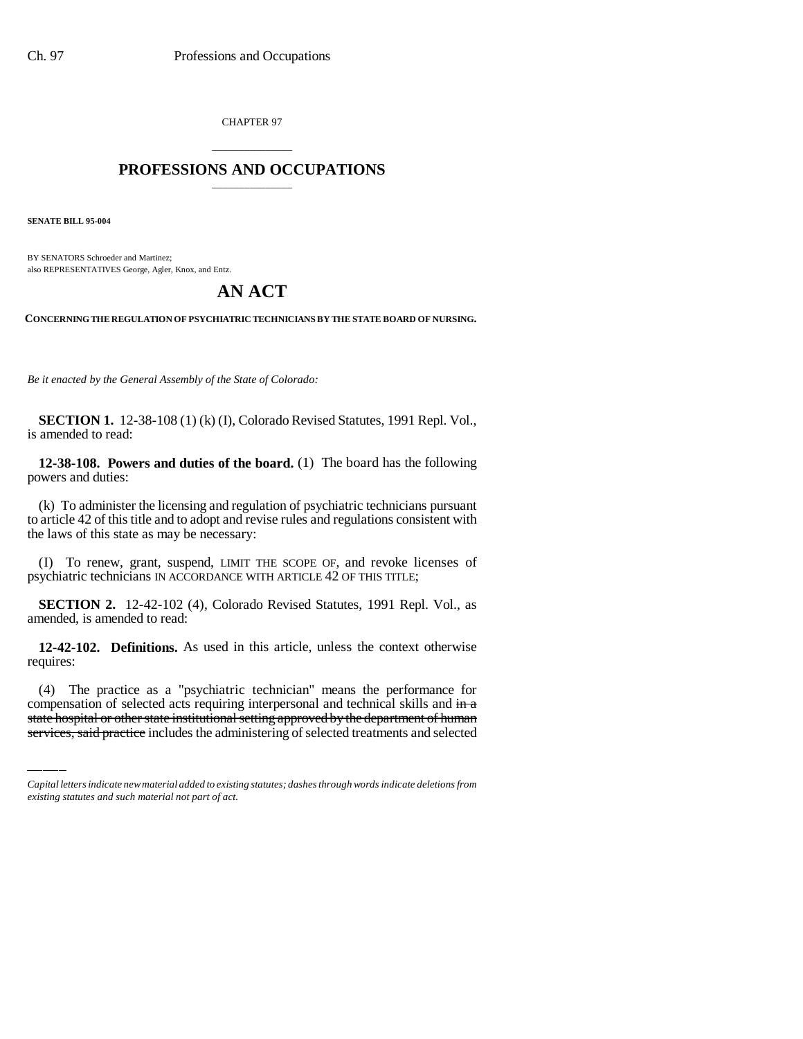CHAPTER 97

## PROFESSIONS AND OCCUPATIONS

**SENATE BILL 95-004**

BY SENATORS Schroeder and Martinez;
also REPRESENTATIVES George, Agler, Knox, and Entz.

# AN ACT

**CONCERNING THE REGULATION OF PSYCHIATRIC TECHNICIANS BY THE STATE BOARD OF NURSING.**

*Be it enacted by the General Assembly of the State of Colorado:*

**SECTION 1.** 12-38-108 (1) (k) (I), Colorado Revised Statutes, 1991 Repl. Vol., is amended to read:

**12-38-108. Powers and duties of the board.** (1) The board has the following powers and duties:

(k) To administer the licensing and regulation of psychiatric technicians pursuant to article 42 of this title and to adopt and revise rules and regulations consistent with the laws of this state as may be necessary:

(I) To renew, grant, suspend, LIMIT THE SCOPE OF, and revoke licenses of psychiatric technicians IN ACCORDANCE WITH ARTICLE 42 OF THIS TITLE;

**SECTION 2.** 12-42-102 (4), Colorado Revised Statutes, 1991 Repl. Vol., as amended, is amended to read:

**12-42-102. Definitions.** As used in this article, unless the context otherwise requires:

(4) The practice as a "psychiatric technician" means the performance for compensation of selected acts requiring interpersonal and technical skills and ~~in a state hospital or other state institutional setting approved by the department of human services, said practice~~ includes the administering of selected treatments and selected

*Capital letters indicate new material added to existing statutes; dashes through words indicate deletions from existing statutes and such material not part of act.*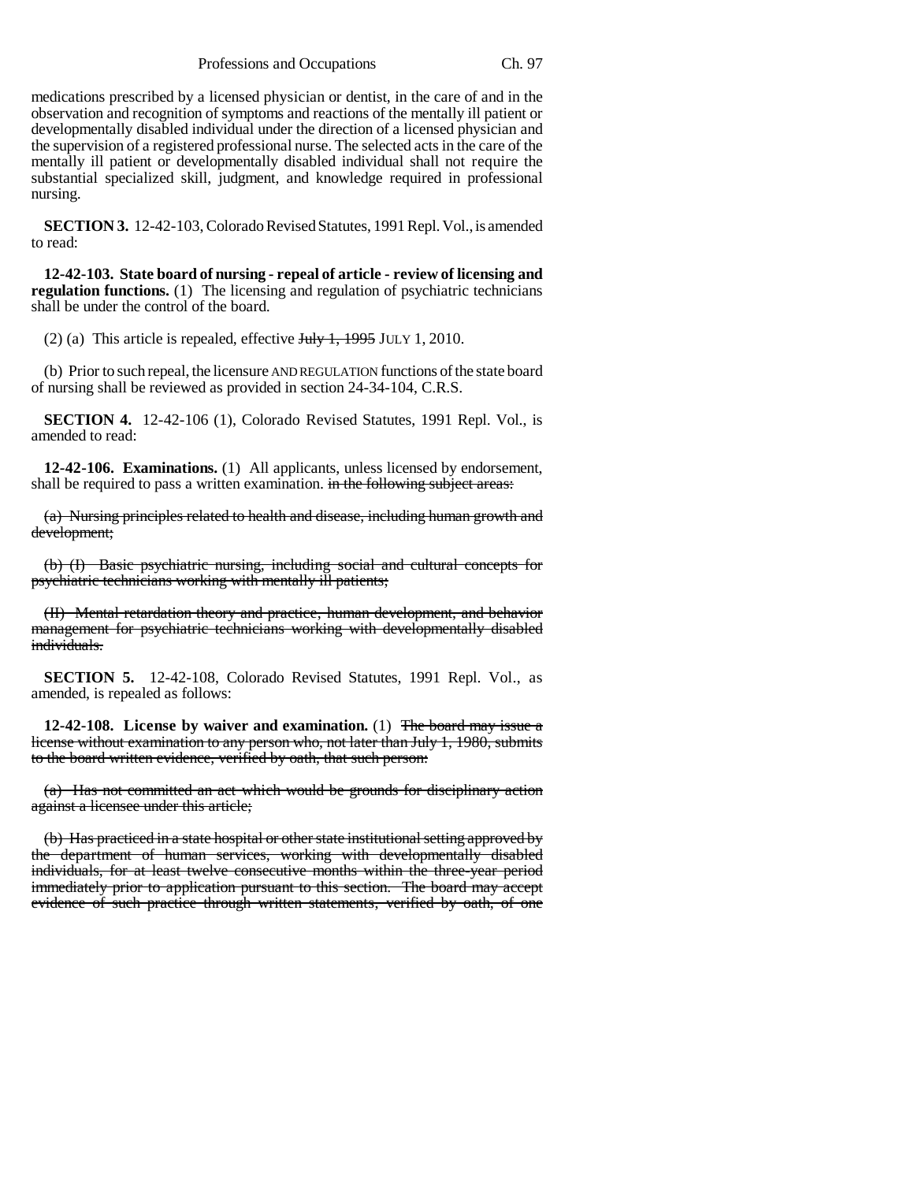medications prescribed by a licensed physician or dentist, in the care of and in the observation and recognition of symptoms and reactions of the mentally ill patient or developmentally disabled individual under the direction of a licensed physician and the supervision of a registered professional nurse. The selected acts in the care of the mentally ill patient or developmentally disabled individual shall not require the substantial specialized skill, judgment, and knowledge required in professional nursing.

**SECTION 3.** 12-42-103, Colorado Revised Statutes, 1991 Repl. Vol., is amended to read:

**12-42-103. State board of nursing - repeal of article - review of licensing and regulation functions.** (1) The licensing and regulation of psychiatric technicians shall be under the control of the board.

(2) (a) This article is repealed, effective ~~July 1, 1995~~ JULY 1, 2010.

(b) Prior to such repeal, the licensure AND REGULATION functions of the state board of nursing shall be reviewed as provided in section 24-34-104, C.R.S.

**SECTION 4.** 12-42-106 (1), Colorado Revised Statutes, 1991 Repl. Vol., is amended to read:

**12-42-106. Examinations.** (1) All applicants, unless licensed by endorsement, shall be required to pass a written examination. ~~in the following subject areas:~~

~~(a) Nursing principles related to health and disease, including human growth and development;~~

~~(b) (I) Basic psychiatric nursing, including social and cultural concepts for psychiatric technicians working with mentally ill patients;~~

~~(II) Mental retardation theory and practice, human development, and behavior management for psychiatric technicians working with developmentally disabled individuals.~~

**SECTION 5.** 12-42-108, Colorado Revised Statutes, 1991 Repl. Vol., as amended, is repealed as follows:

**12-42-108. License by waiver and examination.** (1) ~~The board may issue a license without examination to any person who, not later than July 1, 1980, submits to the board written evidence, verified by oath, that such person:~~

~~(a) Has not committed an act which would be grounds for disciplinary action against a licensee under this article;~~

~~(b) Has practiced in a state hospital or other state institutional setting approved by the department of human services, working with developmentally disabled individuals, for at least twelve consecutive months within the three-year period immediately prior to application pursuant to this section. The board may accept evidence of such practice through written statements, verified by oath, of one~~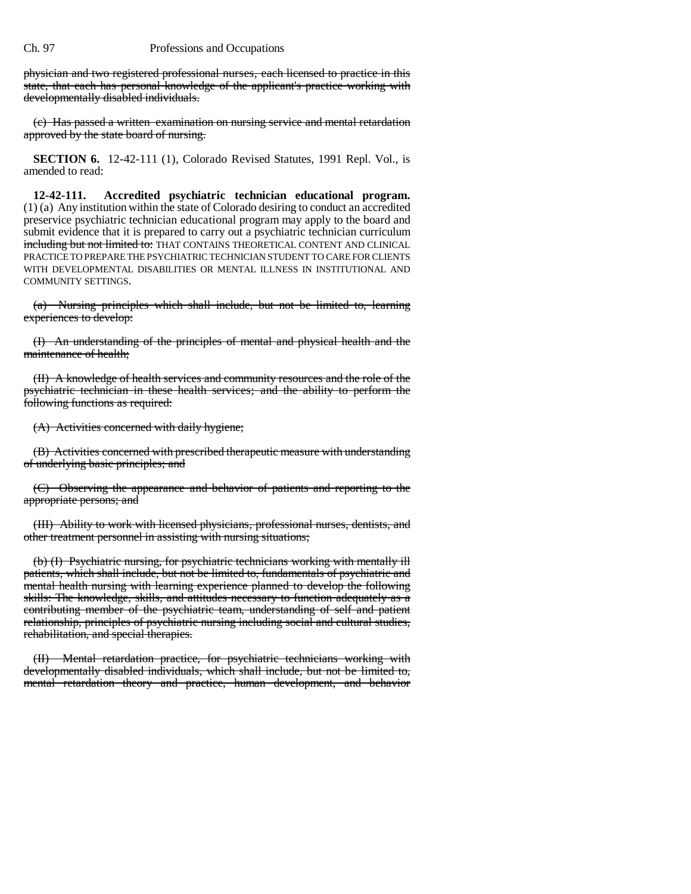physician and two registered professional nurses, each licensed to practice in this state, that each has personal knowledge of the applicant's practice working with developmentally disabled individuals.

(c) Has passed a written examination on nursing service and mental retardation approved by the state board of nursing.

**SECTION 6.** 12-42-111 (1), Colorado Revised Statutes, 1991 Repl. Vol., is amended to read:

**12-42-111. Accredited psychiatric technician educational program.** (1) (a) Any institution within the state of Colorado desiring to conduct an accredited preservice psychiatric technician educational program may apply to the board and submit evidence that it is prepared to carry out a psychiatric technician curriculum including but not limited to: THAT CONTAINS THEORETICAL CONTENT AND CLINICAL PRACTICE TO PREPARE THE PSYCHIATRIC TECHNICIAN STUDENT TO CARE FOR CLIENTS WITH DEVELOPMENTAL DISABILITIES OR MENTAL ILLNESS IN INSTITUTIONAL AND COMMUNITY SETTINGS.

(a) Nursing principles which shall include, but not be limited to, learning experiences to develop:

(I) An understanding of the principles of mental and physical health and the maintenance of health;

(II) A knowledge of health services and community resources and the role of the psychiatric technician in these health services; and the ability to perform the following functions as required:

(A) Activities concerned with daily hygiene;

(B) Activities concerned with prescribed therapeutic measure with understanding of underlying basic principles; and

(C) Observing the appearance and behavior of patients and reporting to the appropriate persons; and

(III) Ability to work with licensed physicians, professional nurses, dentists, and other treatment personnel in assisting with nursing situations;

(b) (I) Psychiatric nursing, for psychiatric technicians working with mentally ill patients, which shall include, but not be limited to, fundamentals of psychiatric and mental health nursing with learning experience planned to develop the following skills: The knowledge, skills, and attitudes necessary to function adequately as a contributing member of the psychiatric team, understanding of self and patient relationship, principles of psychiatric nursing including social and cultural studies, rehabilitation, and special therapies.

(II) Mental retardation practice, for psychiatric technicians working with developmentally disabled individuals, which shall include, but not be limited to, mental retardation theory and practice, human development, and behavior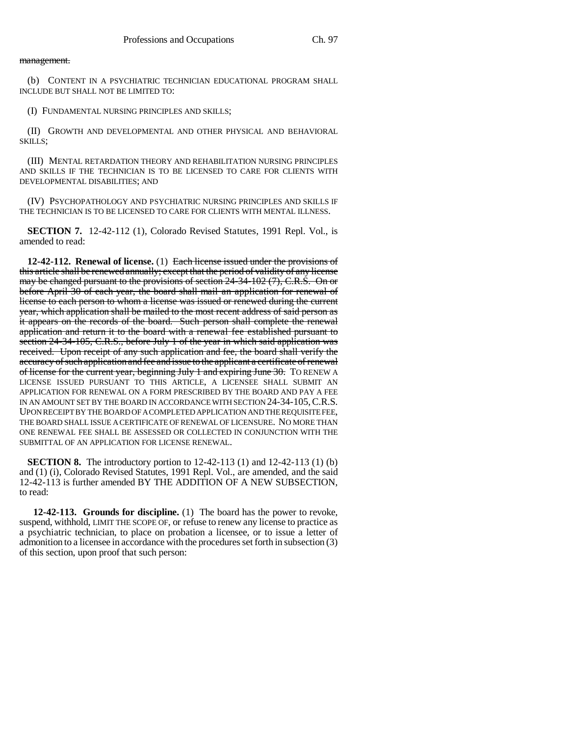~~management.~~

(b) CONTENT IN A PSYCHIATRIC TECHNICIAN EDUCATIONAL PROGRAM SHALL INCLUDE BUT SHALL NOT BE LIMITED TO:

(I) FUNDAMENTAL NURSING PRINCIPLES AND SKILLS;

(II) GROWTH AND DEVELOPMENTAL AND OTHER PHYSICAL AND BEHAVIORAL SKILLS;

(III) MENTAL RETARDATION THEORY AND REHABILITATION NURSING PRINCIPLES AND SKILLS IF THE TECHNICIAN IS TO BE LICENSED TO CARE FOR CLIENTS WITH DEVELOPMENTAL DISABILITIES; AND

(IV) PSYCHOPATHOLOGY AND PSYCHIATRIC NURSING PRINCIPLES AND SKILLS IF THE TECHNICIAN IS TO BE LICENSED TO CARE FOR CLIENTS WITH MENTAL ILLNESS.

**SECTION 7.** 12-42-112 (1), Colorado Revised Statutes, 1991 Repl. Vol., is amended to read:

**12-42-112. Renewal of license.** (1) ~~Each license issued under the provisions of this article shall be renewed annually; except that the period of validity of any license may be changed pursuant to the provisions of section 24-34-102 (7), C.R.S. On or before April 30 of each year, the board shall mail an application for renewal of license to each person to whom a license was issued or renewed during the current year, which application shall be mailed to the most recent address of said person as it appears on the records of the board. Such person shall complete the renewal application and return it to the board with a renewal fee established pursuant to section 24-34-105, C.R.S., before July 1 of the year in which said application was received. Upon receipt of any such application and fee, the board shall verify the accuracy of such application and fee and issue to the applicant a certificate of renewal of license for the current year, beginning July 1 and expiring June 30.~~ TO RENEW A LICENSE ISSUED PURSUANT TO THIS ARTICLE, A LICENSEE SHALL SUBMIT AN APPLICATION FOR RENEWAL ON A FORM PRESCRIBED BY THE BOARD AND PAY A FEE IN AN AMOUNT SET BY THE BOARD IN ACCORDANCE WITH SECTION 24-34-105, C.R.S. UPON RECEIPT BY THE BOARD OF A COMPLETED APPLICATION AND THE REQUISITE FEE, THE BOARD SHALL ISSUE A CERTIFICATE OF RENEWAL OF LICENSURE. NO MORE THAN ONE RENEWAL FEE SHALL BE ASSESSED OR COLLECTED IN CONJUNCTION WITH THE SUBMITTAL OF AN APPLICATION FOR LICENSE RENEWAL.

**SECTION 8.** The introductory portion to 12-42-113 (1) and 12-42-113 (1) (b) and (1) (i), Colorado Revised Statutes, 1991 Repl. Vol., are amended, and the said 12-42-113 is further amended BY THE ADDITION OF A NEW SUBSECTION, to read:

**12-42-113. Grounds for discipline.** (1) The board has the power to revoke, suspend, withhold, LIMIT THE SCOPE OF, or refuse to renew any license to practice as a psychiatric technician, to place on probation a licensee, or to issue a letter of admonition to a licensee in accordance with the procedures set forth in subsection (3) of this section, upon proof that such person: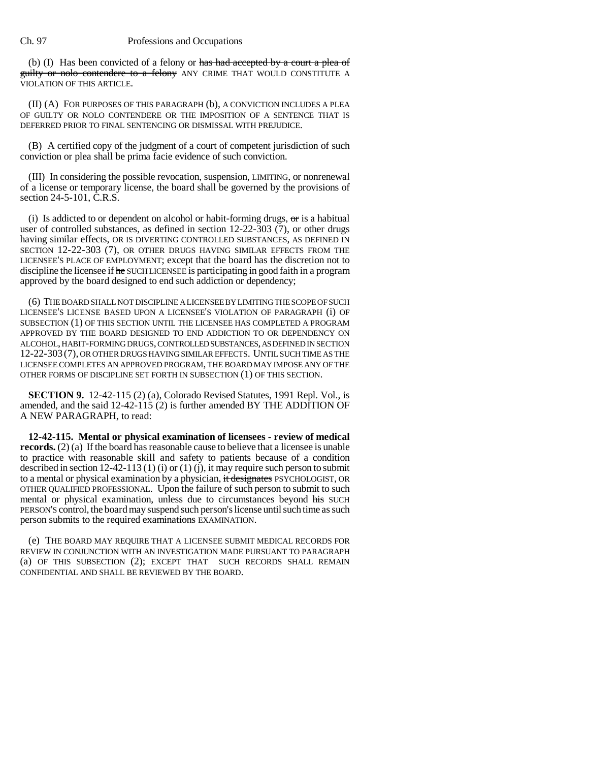(b) (I) Has been convicted of a felony or ~~has had accepted by a court a plea of guilty or nolo contendere to a felony~~ ANY CRIME THAT WOULD CONSTITUTE A VIOLATION OF THIS ARTICLE.

(II) (A) FOR PURPOSES OF THIS PARAGRAPH (b), A CONVICTION INCLUDES A PLEA OF GUILTY OR NOLO CONTENDERE OR THE IMPOSITION OF A SENTENCE THAT IS DEFERRED PRIOR TO FINAL SENTENCING OR DISMISSAL WITH PREJUDICE.

(B) A certified copy of the judgment of a court of competent jurisdiction of such conviction or plea shall be prima facie evidence of such conviction.

(III) In considering the possible revocation, suspension, LIMITING, or nonrenewal of a license or temporary license, the board shall be governed by the provisions of section 24-5-101, C.R.S.

(i) Is addicted to or dependent on alcohol or habit-forming drugs, ~~or~~ is a habitual user of controlled substances, as defined in section 12-22-303 (7), or other drugs having similar effects, OR IS DIVERTING CONTROLLED SUBSTANCES, AS DEFINED IN SECTION 12-22-303 (7), OR OTHER DRUGS HAVING SIMILAR EFFECTS FROM THE LICENSEE'S PLACE OF EMPLOYMENT; except that the board has the discretion not to discipline the licensee if ~~he~~ SUCH LICENSEE is participating in good faith in a program approved by the board designed to end such addiction or dependency;

(6) THE BOARD SHALL NOT DISCIPLINE A LICENSEE BY LIMITING THE SCOPE OF SUCH LICENSEE'S LICENSE BASED UPON A LICENSEE'S VIOLATION OF PARAGRAPH (i) OF SUBSECTION (1) OF THIS SECTION UNTIL THE LICENSEE HAS COMPLETED A PROGRAM APPROVED BY THE BOARD DESIGNED TO END ADDICTION TO OR DEPENDENCY ON ALCOHOL, HABIT-FORMING DRUGS, CONTROLLED SUBSTANCES, AS DEFINED IN SECTION 12-22-303 (7), OR OTHER DRUGS HAVING SIMILAR EFFECTS. UNTIL SUCH TIME AS THE LICENSEE COMPLETES AN APPROVED PROGRAM, THE BOARD MAY IMPOSE ANY OF THE OTHER FORMS OF DISCIPLINE SET FORTH IN SUBSECTION (1) OF THIS SECTION.

**SECTION 9.** 12-42-115 (2) (a), Colorado Revised Statutes, 1991 Repl. Vol., is amended, and the said 12-42-115 (2) is further amended BY THE ADDITION OF A NEW PARAGRAPH, to read:

**12-42-115. Mental or physical examination of licensees - review of medical records.** (2) (a) If the board has reasonable cause to believe that a licensee is unable to practice with reasonable skill and safety to patients because of a condition described in section 12-42-113 (1) (i) or (1) (j), it may require such person to submit to a mental or physical examination by a physician, ~~it designates~~ PSYCHOLOGIST, OR OTHER QUALIFIED PROFESSIONAL. Upon the failure of such person to submit to such mental or physical examination, unless due to circumstances beyond ~~his~~ SUCH PERSON'S control, the board may suspend such person's license until such time as such person submits to the required ~~examinations~~ EXAMINATION.

(e) THE BOARD MAY REQUIRE THAT A LICENSEE SUBMIT MEDICAL RECORDS FOR REVIEW IN CONJUNCTION WITH AN INVESTIGATION MADE PURSUANT TO PARAGRAPH (a) OF THIS SUBSECTION (2); EXCEPT THAT SUCH RECORDS SHALL REMAIN CONFIDENTIAL AND SHALL BE REVIEWED BY THE BOARD.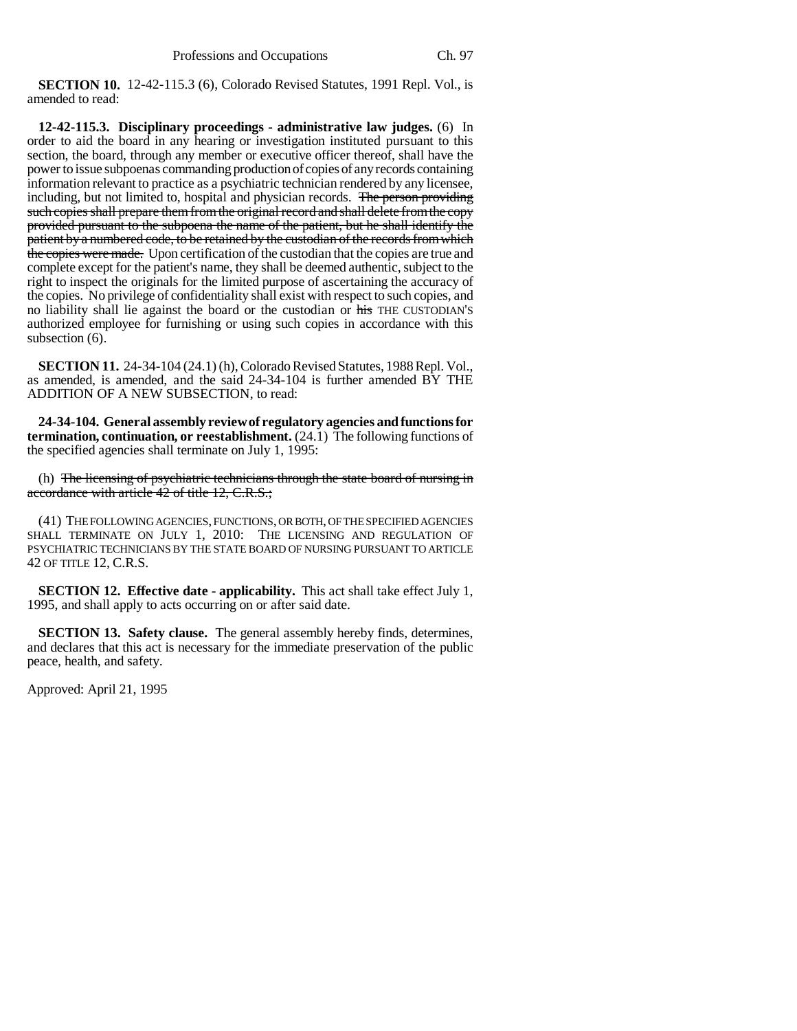**SECTION 10.** 12-42-115.3 (6), Colorado Revised Statutes, 1991 Repl. Vol., is amended to read:

**12-42-115.3. Disciplinary proceedings - administrative law judges.** (6) In order to aid the board in any hearing or investigation instituted pursuant to this section, the board, through any member or executive officer thereof, shall have the power to issue subpoenas commanding production of copies of any records containing information relevant to practice as a psychiatric technician rendered by any licensee, including, but not limited to, hospital and physician records. ~~The person providing such copies shall prepare them from the original record and shall delete from the copy provided pursuant to the subpoena the name of the patient, but he shall identify the patient by a numbered code, to be retained by the custodian of the records from which the copies were made.~~ Upon certification of the custodian that the copies are true and complete except for the patient's name, they shall be deemed authentic, subject to the right to inspect the originals for the limited purpose of ascertaining the accuracy of the copies. No privilege of confidentiality shall exist with respect to such copies, and no liability shall lie against the board or the custodian or ~~his~~ THE CUSTODIAN'S authorized employee for furnishing or using such copies in accordance with this subsection (6).

**SECTION 11.** 24-34-104 (24.1) (h), Colorado Revised Statutes, 1988 Repl. Vol., as amended, is amended, and the said 24-34-104 is further amended BY THE ADDITION OF A NEW SUBSECTION, to read:

**24-34-104. General assembly review of regulatory agencies and functions for termination, continuation, or reestablishment.** (24.1) The following functions of the specified agencies shall terminate on July 1, 1995:

(h) ~~The licensing of psychiatric technicians through the state board of nursing in accordance with article 42 of title 12, C.R.S.;~~

(41) THE FOLLOWING AGENCIES, FUNCTIONS, OR BOTH, OF THE SPECIFIED AGENCIES SHALL TERMINATE ON JULY 1, 2010: THE LICENSING AND REGULATION OF PSYCHIATRIC TECHNICIANS BY THE STATE BOARD OF NURSING PURSUANT TO ARTICLE 42 OF TITLE 12, C.R.S.

**SECTION 12. Effective date - applicability.** This act shall take effect July 1, 1995, and shall apply to acts occurring on or after said date.

**SECTION 13. Safety clause.** The general assembly hereby finds, determines, and declares that this act is necessary for the immediate preservation of the public peace, health, and safety.

Approved: April 21, 1995